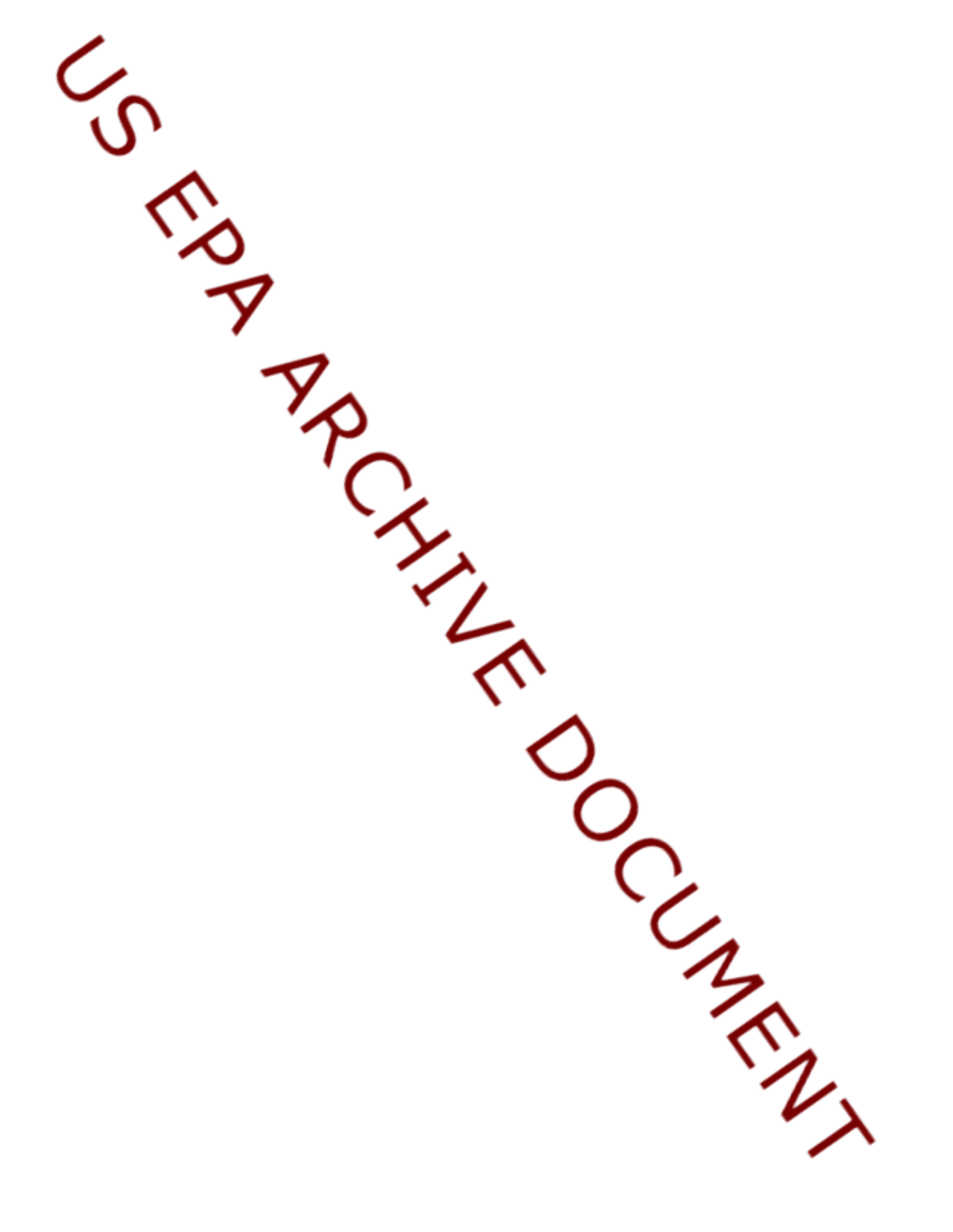US EPA ARCHIVE DOCUMENT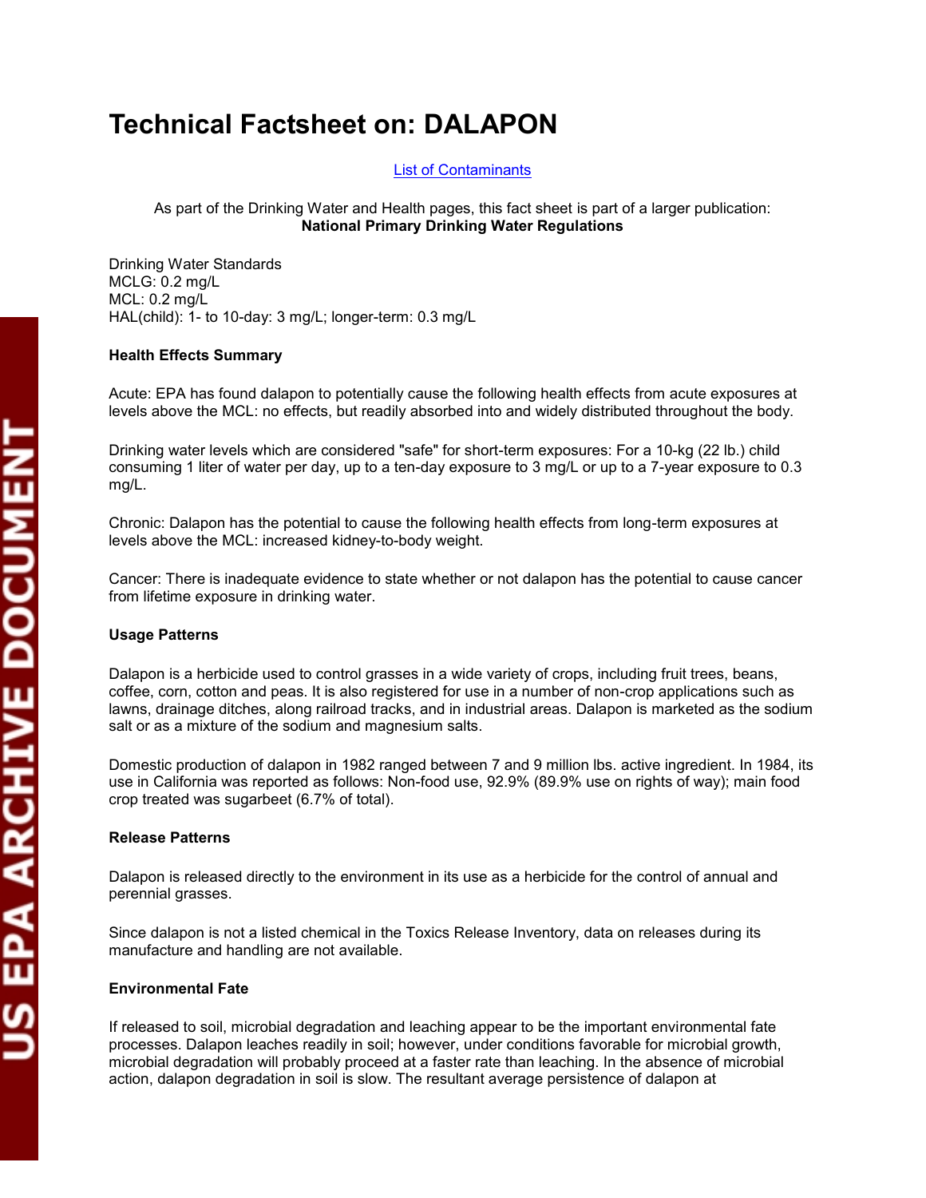# Technical Factsheet on: DALAPON

List of Contaminants

As part of the Drinking Water and Health pages, this fact sheet is part of a larger publication: **National Primary Drinking Water Regulations**

Drinking Water Standards
MCLG: 0.2 mg/L
MCL: 0.2 mg/L
HAL(child): 1- to 10-day: 3 mg/L; longer-term: 0.3 mg/L

**Health Effects Summary**

Acute: EPA has found dalapon to potentially cause the following health effects from acute exposures at levels above the MCL: no effects, but readily absorbed into and widely distributed throughout the body.

Drinking water levels which are considered "safe" for short-term exposures: For a 10-kg (22 lb.) child consuming 1 liter of water per day, up to a ten-day exposure to 3 mg/L or up to a 7-year exposure to 0.3 mg/L.

Chronic: Dalapon has the potential to cause the following health effects from long-term exposures at levels above the MCL: increased kidney-to-body weight.

Cancer: There is inadequate evidence to state whether or not dalapon has the potential to cause cancer from lifetime exposure in drinking water.

**Usage Patterns**

Dalapon is a herbicide used to control grasses in a wide variety of crops, including fruit trees, beans, coffee, corn, cotton and peas. It is also registered for use in a number of non-crop applications such as lawns, drainage ditches, along railroad tracks, and in industrial areas. Dalapon is marketed as the sodium salt or as a mixture of the sodium and magnesium salts.

Domestic production of dalapon in 1982 ranged between 7 and 9 million lbs. active ingredient. In 1984, its use in California was reported as follows: Non-food use, 92.9% (89.9% use on rights of way); main food crop treated was sugarbeet (6.7% of total).

**Release Patterns**

Dalapon is released directly to the environment in its use as a herbicide for the control of annual and perennial grasses.

Since dalapon is not a listed chemical in the Toxics Release Inventory, data on releases during its manufacture and handling are not available.

**Environmental Fate**

If released to soil, microbial degradation and leaching appear to be the important environmental fate processes. Dalapon leaches readily in soil; however, under conditions favorable for microbial growth, microbial degradation will probably proceed at a faster rate than leaching. In the absence of microbial action, dalapon degradation in soil is slow. The resultant average persistence of dalapon at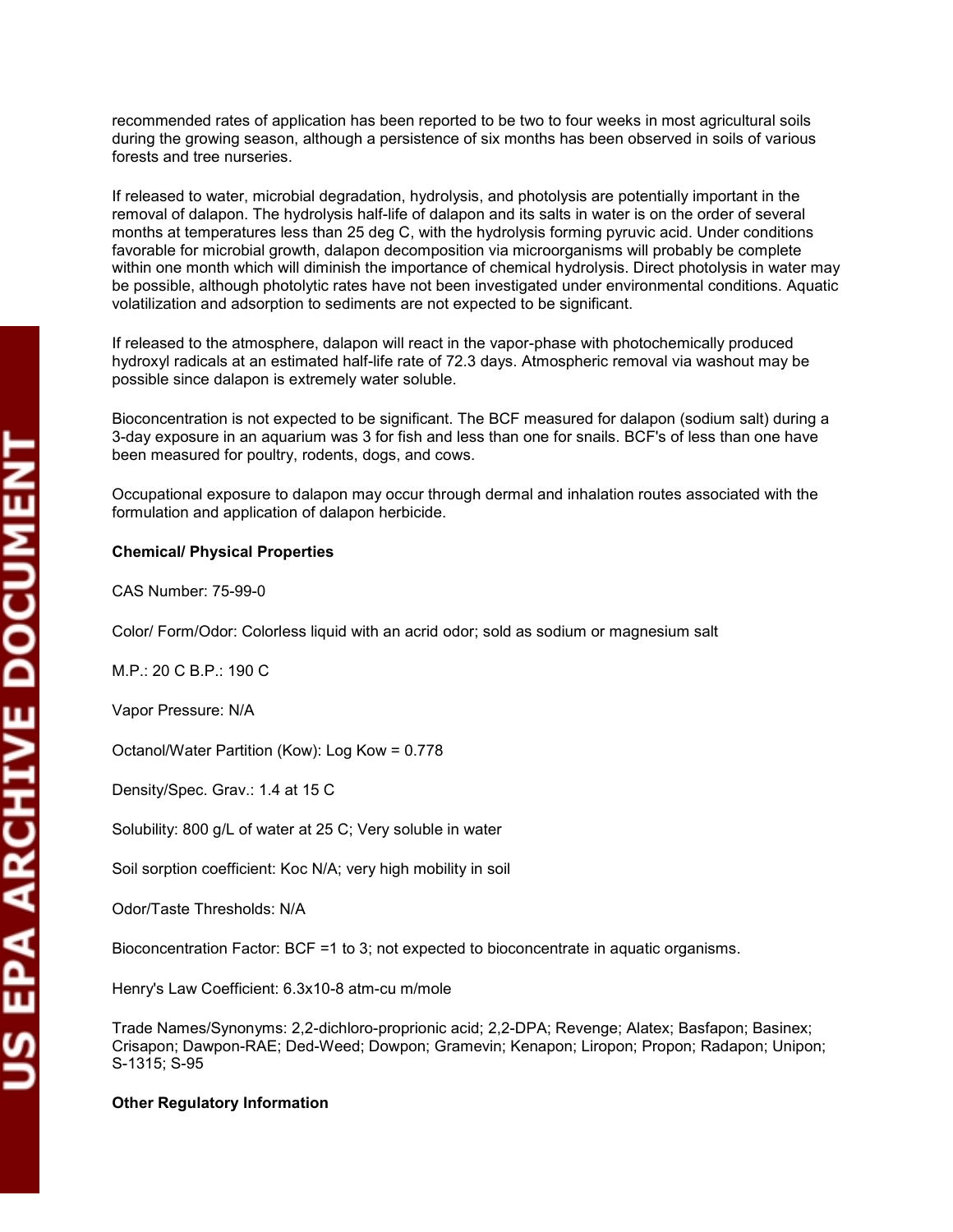recommended rates of application has been reported to be two to four weeks in most agricultural soils during the growing season, although a persistence of six months has been observed in soils of various forests and tree nurseries.

If released to water, microbial degradation, hydrolysis, and photolysis are potentially important in the removal of dalapon. The hydrolysis half-life of dalapon and its salts in water is on the order of several months at temperatures less than 25 deg C, with the hydrolysis forming pyruvic acid. Under conditions favorable for microbial growth, dalapon decomposition via microorganisms will probably be complete within one month which will diminish the importance of chemical hydrolysis. Direct photolysis in water may be possible, although photolytic rates have not been investigated under environmental conditions. Aquatic volatilization and adsorption to sediments are not expected to be significant.

If released to the atmosphere, dalapon will react in the vapor-phase with photochemically produced hydroxyl radicals at an estimated half-life rate of 72.3 days. Atmospheric removal via washout may be possible since dalapon is extremely water soluble.

Bioconcentration is not expected to be significant. The BCF measured for dalapon (sodium salt) during a 3-day exposure in an aquarium was 3 for fish and less than one for snails. BCF's of less than one have been measured for poultry, rodents, dogs, and cows.

Occupational exposure to dalapon may occur through dermal and inhalation routes associated with the formulation and application of dalapon herbicide.

**Chemical/ Physical Properties**

CAS Number: 75-99-0

Color/ Form/Odor: Colorless liquid with an acrid odor; sold as sodium or magnesium salt

M.P.: 20 C B.P.: 190 C

Vapor Pressure: N/A

Octanol/Water Partition (Kow): Log Kow = 0.778

Density/Spec. Grav.: 1.4 at 15 C

Solubility: 800 g/L of water at 25 C; Very soluble in water

Soil sorption coefficient: Koc N/A; very high mobility in soil

Odor/Taste Thresholds: N/A

Bioconcentration Factor: BCF =1 to 3; not expected to bioconcentrate in aquatic organisms.

Henry's Law Coefficient: $6.3 \times 10^{-8}$ atm-cu m/mole

Trade Names/Synonyms: 2,2-dichloro-proprionic acid; 2,2-DPA; Revenge; Alatex; Basfapon; Basinex; Crisapon; Dawpon-RAE; Ded-Weed; Dowpon; Gramevin; Kenapon; Liropon; Propon; Radapon; Unipon; S-1315; S-95

**Other Regulatory Information**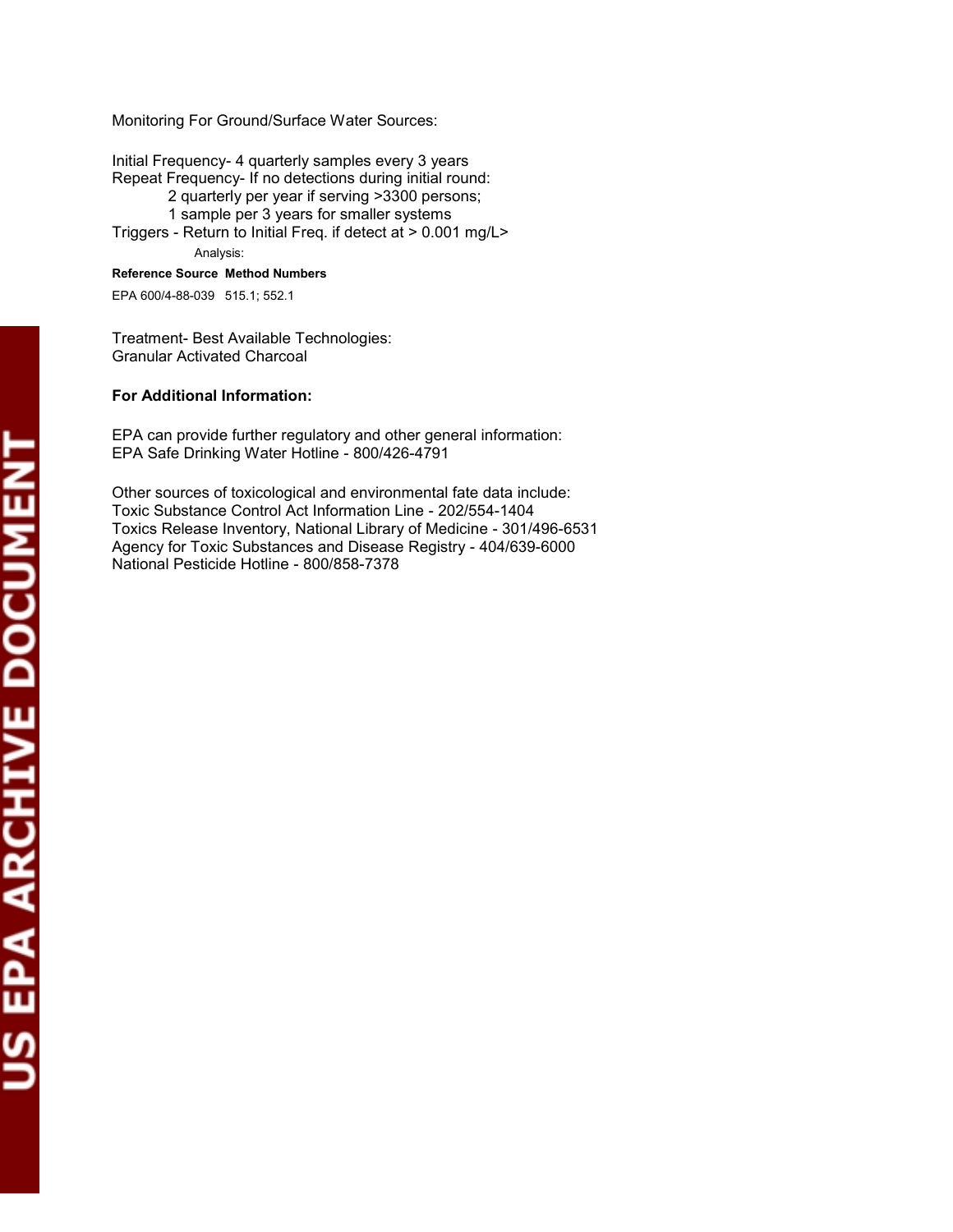Monitoring For Ground/Surface Water Sources:

Initial Frequency- 4 quarterly samples every 3 years
Repeat Frequency- If no detections during initial round:
2 quarterly per year if serving >3300 persons;
1 sample per 3 years for smaller systems
Triggers - Return to Initial Freq. if detect at > 0.001 mg/L>

Analysis:

| Reference Source | Method Numbers |
|---|---|
| EPA 600/4-88-039 | 515.1; 552.1 |

Treatment- Best Available Technologies:
Granular Activated Charcoal

**For Additional Information:**

EPA can provide further regulatory and other general information:
EPA Safe Drinking Water Hotline - 800/426-4791

Other sources of toxicological and environmental fate data include:
Toxic Substance Control Act Information Line - 202/554-1404
Toxics Release Inventory, National Library of Medicine - 301/496-6531
Agency for Toxic Substances and Disease Registry - 404/639-6000
National Pesticide Hotline - 800/858-7378